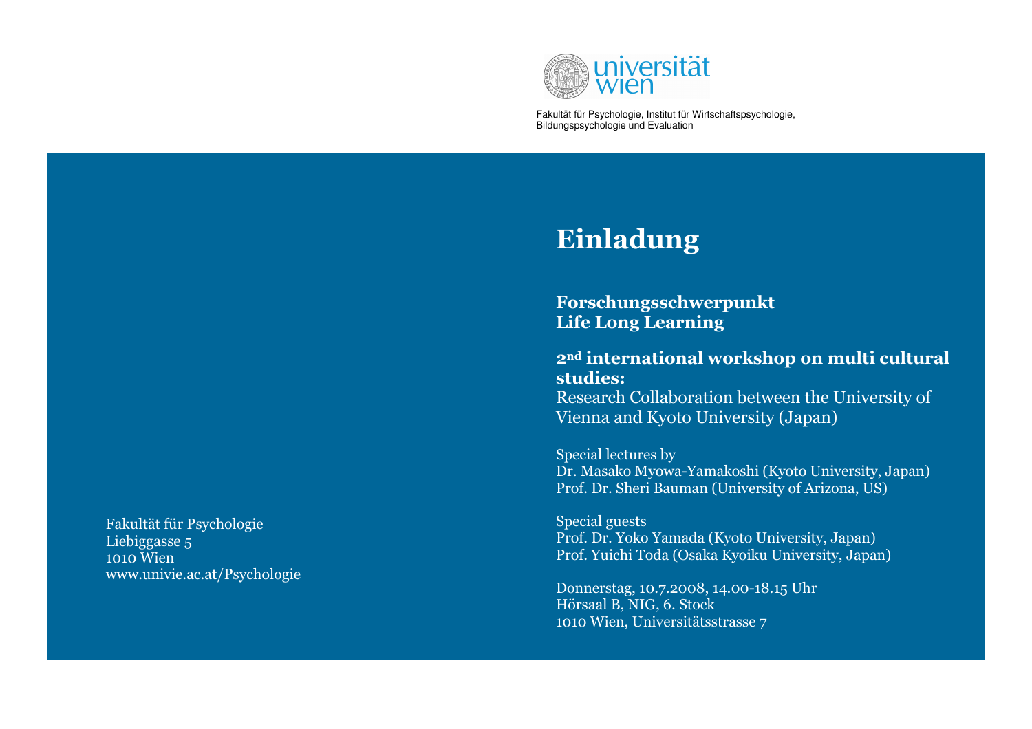universität wien

Fakultät für Psychologie, Institut für Wirtschaftspsychologie, Bildungspsychologie und Evaluation

# Einladung

**Forschungsschwerpunkt**
**Life Long Learning**

**2nd international workshop on multi cultural studies:**
Research Collaboration between the University of Vienna and Kyoto University (Japan)

Special lectures by
Dr. Masako Myowa-Yamakoshi (Kyoto University, Japan)
Prof. Dr. Sheri Bauman (University of Arizona, US)

Special guests
Prof. Dr. Yoko Yamada (Kyoto University, Japan)
Prof. Yuichi Toda (Osaka Kyoiku University, Japan)

Donnerstag, 10.7.2008, 14.00-18.15 Uhr
Hörsaal B, NIG, 6. Stock
1010 Wien, Universitätsstrasse 7

Fakultät für Psychologie
Liebiggasse 5
1010 Wien
www.univie.ac.at/Psychologie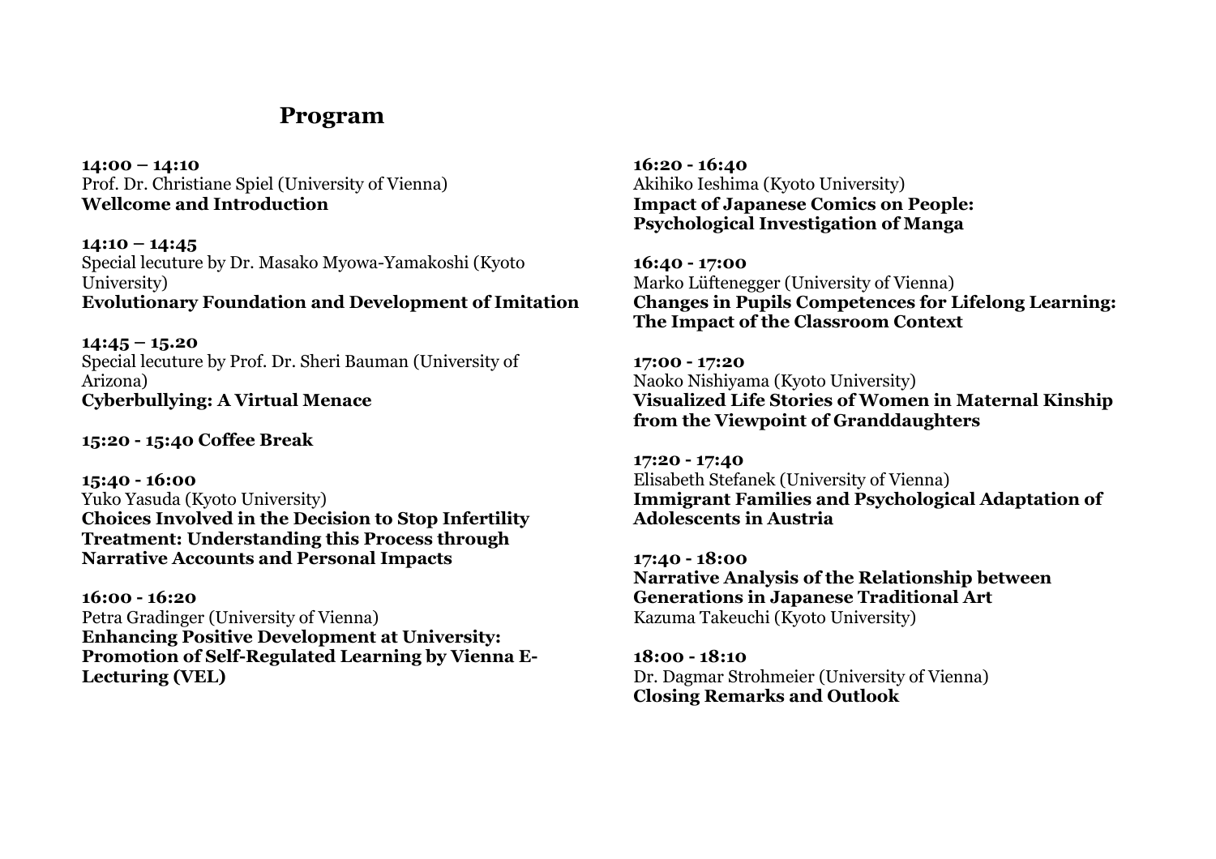## Program

**14:00 – 14:10**
Prof. Dr. Christiane Spiel (University of Vienna)
**Wellcome and Introduction**

**14:10 – 14:45**
Special lecuture by Dr. Masako Myowa-Yamakoshi (Kyoto University)
**Evolutionary Foundation and Development of Imitation**

**14:45 – 15.20**
Special lecuture by Prof. Dr. Sheri Bauman (University of Arizona)
**Cyberbullying: A Virtual Menace**

**15:20 - 15:40 Coffee Break**

**15:40 - 16:00**
Yuko Yasuda (Kyoto University)
**Choices Involved in the Decision to Stop Infertility Treatment: Understanding this Process through Narrative Accounts and Personal Impacts**

**16:00 - 16:20**
Petra Gradinger (University of Vienna)
**Enhancing Positive Development at University: Promotion of Self-Regulated Learning by Vienna E-Lecturing (VEL)**

**16:20 - 16:40**
Akihiko Ieshima (Kyoto University)
**Impact of Japanese Comics on People: Psychological Investigation of Manga**

**16:40 - 17:00**
Marko Lüftenegger (University of Vienna)
**Changes in Pupils Competences for Lifelong Learning: The Impact of the Classroom Context**

**17:00 - 17:20**
Naoko Nishiyama (Kyoto University)
**Visualized Life Stories of Women in Maternal Kinship from the Viewpoint of Granddaughters**

**17:20 - 17:40**
Elisabeth Stefanek (University of Vienna)
**Immigrant Families and Psychological Adaptation of Adolescents in Austria**

**17:40 - 18:00**
**Narrative Analysis of the Relationship between Generations in Japanese Traditional Art**
Kazuma Takeuchi (Kyoto University)

**18:00 - 18:10**
Dr. Dagmar Strohmeier (University of Vienna)
**Closing Remarks and Outlook**